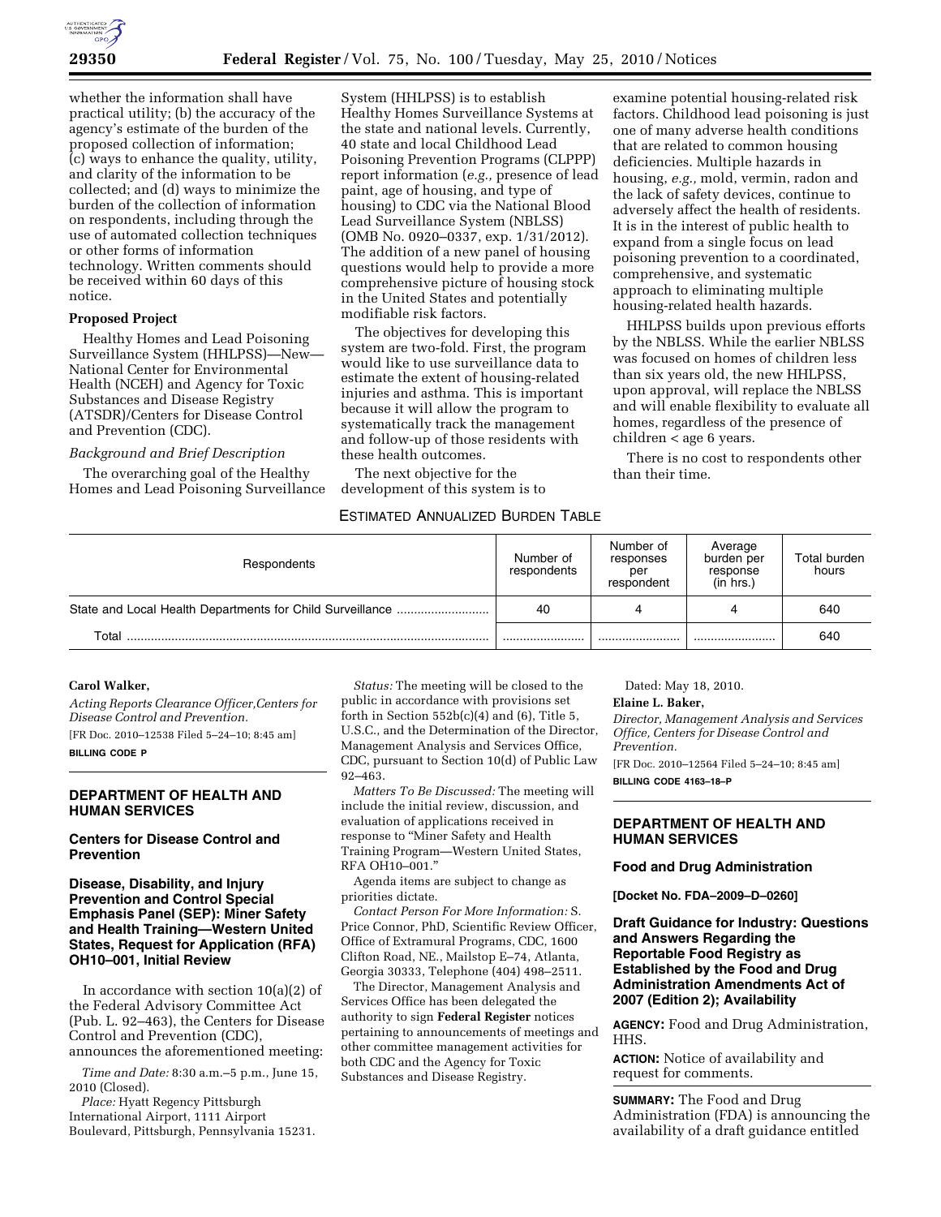whether the information shall have practical utility; (b) the accuracy of the agency's estimate of the burden of the proposed collection of information; (c) ways to enhance the quality, utility, and clarity of the information to be collected; and (d) ways to minimize the burden of the collection of information on respondents, including through the use of automated collection techniques or other forms of information technology. Written comments should be received within 60 days of this notice.

**Proposed Project**

Healthy Homes and Lead Poisoning Surveillance System (HHLPSS)—New—National Center for Environmental Health (NCEH) and Agency for Toxic Substances and Disease Registry (ATSDR)/Centers for Disease Control and Prevention (CDC).

*Background and Brief Description*

The overarching goal of the Healthy Homes and Lead Poisoning Surveillance System (HHLPSS) is to establish Healthy Homes Surveillance Systems at the state and national levels. Currently, 40 state and local Childhood Lead Poisoning Prevention Programs (CLPPP) report information (*e.g.,* presence of lead paint, age of housing, and type of housing) to CDC via the National Blood Lead Surveillance System (NBLSS) (OMB No. 0920–0337, exp. 1/31/2012). The addition of a new panel of housing questions would help to provide a more comprehensive picture of housing stock in the United States and potentially modifiable risk factors.

The objectives for developing this system are two-fold. First, the program would like to use surveillance data to estimate the extent of housing-related injuries and asthma. This is important because it will allow the program to systematically track the management and follow-up of those residents with these health outcomes.

The next objective for the development of this system is to examine potential housing-related risk factors. Childhood lead poisoning is just one of many adverse health conditions that are related to common housing deficiencies. Multiple hazards in housing, *e.g.,* mold, vermin, radon and the lack of safety devices, continue to adversely affect the health of residents. It is in the interest of public health to expand from a single focus on lead poisoning prevention to a coordinated, comprehensive, and systematic approach to eliminating multiple housing-related health hazards.

HHLPSS builds upon previous efforts by the NBLSS. While the earlier NBLSS was focused on homes of children less than six years old, the new HHLPSS, upon approval, will replace the NBLSS and will enable flexibility to evaluate all homes, regardless of the presence of children < age 6 years.

There is no cost to respondents other than their time.

ESTIMATED ANNUALIZED BURDEN TABLE

| Respondents | Number of respondents | Number of responses per respondent | Average burden per response (in hrs.) | Total burden hours |
|---|---|---|---|---|
| State and Local Health Departments for Child Surveillance | 40 | 4 | 4 | 640 |
| Total | | | | 640 |

**Carol Walker,**

*Acting Reports Clearance Officer,Centers for Disease Control and Prevention.*

[FR Doc. 2010–12538 Filed 5–24–10; 8:45 am]

**BILLING CODE P**

## DEPARTMENT OF HEALTH AND HUMAN SERVICES

### Centers for Disease Control and Prevention

### Disease, Disability, and Injury Prevention and Control Special Emphasis Panel (SEP): Miner Safety and Health Training—Western United States, Request for Application (RFA) OH10–001, Initial Review

In accordance with section 10(a)(2) of the Federal Advisory Committee Act (Pub. L. 92–463), the Centers for Disease Control and Prevention (CDC), announces the aforementioned meeting:

*Time and Date:* 8:30 a.m.–5 p.m., June 15, 2010 (Closed).

*Place:* Hyatt Regency Pittsburgh International Airport, 1111 Airport Boulevard, Pittsburgh, Pennsylvania 15231.

*Status:* The meeting will be closed to the public in accordance with provisions set forth in Section 552b(c)(4) and (6), Title 5, U.S.C., and the Determination of the Director, Management Analysis and Services Office, CDC, pursuant to Section 10(d) of Public Law 92–463.

*Matters To Be Discussed:* The meeting will include the initial review, discussion, and evaluation of applications received in response to "Miner Safety and Health Training Program—Western United States, RFA OH10–001."

Agenda items are subject to change as priorities dictate.

*Contact Person For More Information:* S. Price Connor, PhD, Scientific Review Officer, Office of Extramural Programs, CDC, 1600 Clifton Road, NE., Mailstop E–74, Atlanta, Georgia 30333, Telephone (404) 498–2511.

The Director, Management Analysis and Services Office has been delegated the authority to sign **Federal Register** notices pertaining to announcements of meetings and other committee management activities for both CDC and the Agency for Toxic Substances and Disease Registry.

Dated: May 18, 2010.

**Elaine L. Baker,**

*Director, Management Analysis and Services Office, Centers for Disease Control and Prevention.*

[FR Doc. 2010–12564 Filed 5–24–10; 8:45 am]

**BILLING CODE 4163–18–P**

## DEPARTMENT OF HEALTH AND HUMAN SERVICES

### Food and Drug Administration

**[Docket No. FDA–2009–D–0260]**

### Draft Guidance for Industry: Questions and Answers Regarding the Reportable Food Registry as Established by the Food and Drug Administration Amendments Act of 2007 (Edition 2); Availability

**AGENCY:** Food and Drug Administration, HHS.

**ACTION:** Notice of availability and request for comments.

**SUMMARY:** The Food and Drug Administration (FDA) is announcing the availability of a draft guidance entitled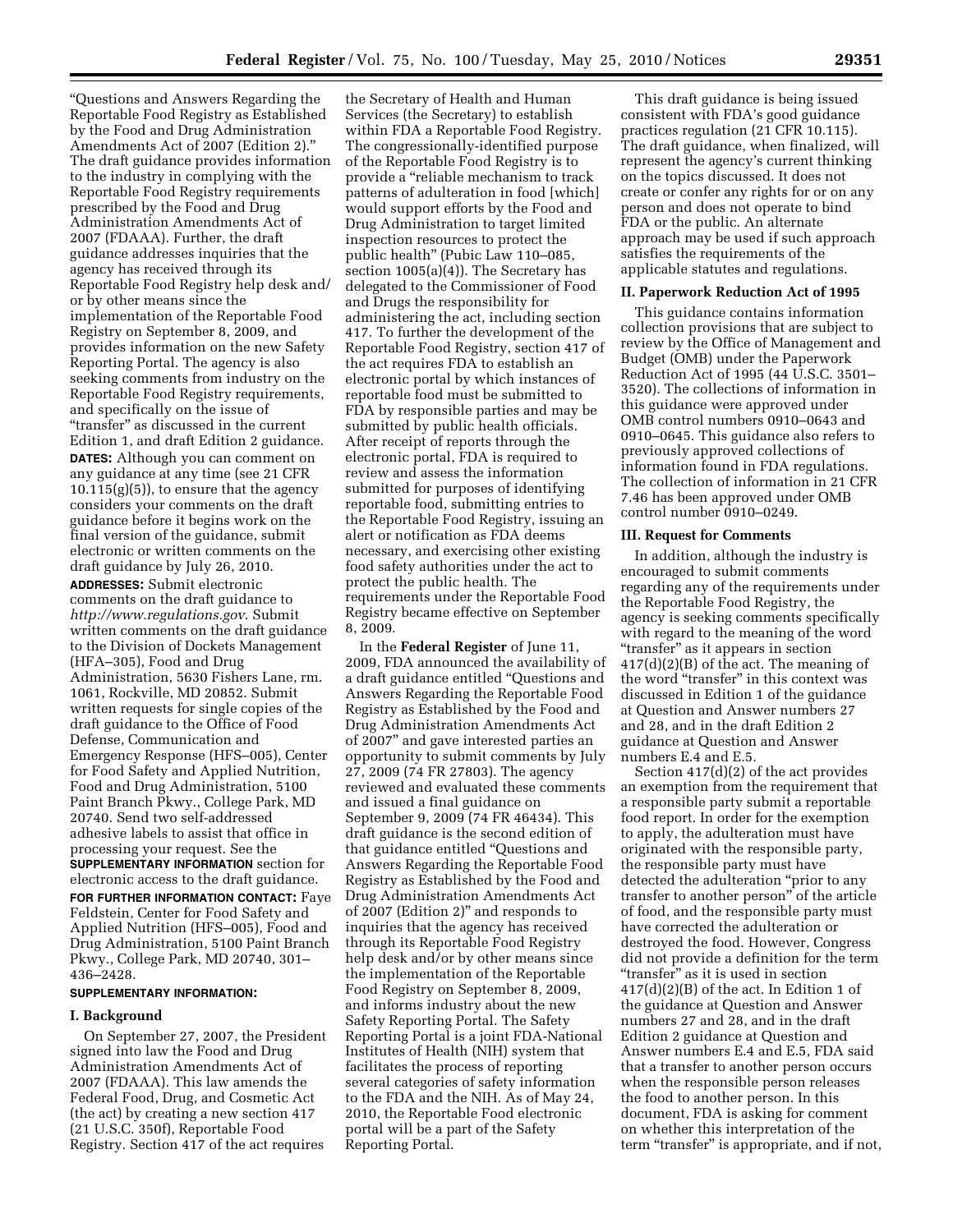"Questions and Answers Regarding the Reportable Food Registry as Established by the Food and Drug Administration Amendments Act of 2007 (Edition 2)." The draft guidance provides information to the industry in complying with the Reportable Food Registry requirements prescribed by the Food and Drug Administration Amendments Act of 2007 (FDAAA). Further, the draft guidance addresses inquiries that the agency has received through its Reportable Food Registry help desk and/or by other means since the implementation of the Reportable Food Registry on September 8, 2009, and provides information on the new Safety Reporting Portal. The agency is also seeking comments from industry on the Reportable Food Registry requirements, and specifically on the issue of "transfer" as discussed in the current Edition 1, and draft Edition 2 guidance.

**DATES:** Although you can comment on any guidance at any time (see 21 CFR 10.115(g)(5)), to ensure that the agency considers your comments on the draft guidance before it begins work on the final version of the guidance, submit electronic or written comments on the draft guidance by July 26, 2010.

**ADDRESSES:** Submit electronic comments on the draft guidance to *http://www.regulations.gov*. Submit written comments on the draft guidance to the Division of Dockets Management (HFA–305), Food and Drug Administration, 5630 Fishers Lane, rm. 1061, Rockville, MD 20852. Submit written requests for single copies of the draft guidance to the Office of Food Defense, Communication and Emergency Response (HFS–005), Center for Food Safety and Applied Nutrition, Food and Drug Administration, 5100 Paint Branch Pkwy., College Park, MD 20740. Send two self-addressed adhesive labels to assist that office in processing your request. See the **SUPPLEMENTARY INFORMATION** section for electronic access to the draft guidance.

**FOR FURTHER INFORMATION CONTACT:** Faye Feldstein, Center for Food Safety and Applied Nutrition (HFS–005), Food and Drug Administration, 5100 Paint Branch Pkwy., College Park, MD 20740, 301–436–2428.

**SUPPLEMENTARY INFORMATION:**

## I. Background

On September 27, 2007, the President signed into law the Food and Drug Administration Amendments Act of 2007 (FDAAA). This law amends the Federal Food, Drug, and Cosmetic Act (the act) by creating a new section 417 (21 U.S.C. 350f), Reportable Food Registry. Section 417 of the act requires the Secretary of Health and Human Services (the Secretary) to establish within FDA a Reportable Food Registry. The congressionally-identified purpose of the Reportable Food Registry is to provide a "reliable mechanism to track patterns of adulteration in food [which] would support efforts by the Food and Drug Administration to target limited inspection resources to protect the public health" (Pubic Law 110–085, section 1005(a)(4)). The Secretary has delegated to the Commissioner of Food and Drugs the responsibility for administering the act, including section 417. To further the development of the Reportable Food Registry, section 417 of the act requires FDA to establish an electronic portal by which instances of reportable food must be submitted to FDA by responsible parties and may be submitted by public health officials. After receipt of reports through the electronic portal, FDA is required to review and assess the information submitted for purposes of identifying reportable food, submitting entries to the Reportable Food Registry, issuing an alert or notification as FDA deems necessary, and exercising other existing food safety authorities under the act to protect the public health. The requirements under the Reportable Food Registry became effective on September 8, 2009.

In the **Federal Register** of June 11, 2009, FDA announced the availability of a draft guidance entitled "Questions and Answers Regarding the Reportable Food Registry as Established by the Food and Drug Administration Amendments Act of 2007" and gave interested parties an opportunity to submit comments by July 27, 2009 (74 FR 27803). The agency reviewed and evaluated these comments and issued a final guidance on September 9, 2009 (74 FR 46434). This draft guidance is the second edition of that guidance entitled "Questions and Answers Regarding the Reportable Food Registry as Established by the Food and Drug Administration Amendments Act of 2007 (Edition 2)" and responds to inquiries that the agency has received through its Reportable Food Registry help desk and/or by other means since the implementation of the Reportable Food Registry on September 8, 2009, and informs industry about the new Safety Reporting Portal. The Safety Reporting Portal is a joint FDA-National Institutes of Health (NIH) system that facilitates the process of reporting several categories of safety information to the FDA and the NIH. As of May 24, 2010, the Reportable Food electronic portal will be a part of the Safety Reporting Portal.

This draft guidance is being issued consistent with FDA's good guidance practices regulation (21 CFR 10.115). The draft guidance, when finalized, will represent the agency's current thinking on the topics discussed. It does not create or confer any rights for or on any person and does not operate to bind FDA or the public. An alternate approach may be used if such approach satisfies the requirements of the applicable statutes and regulations.

## II. Paperwork Reduction Act of 1995

This guidance contains information collection provisions that are subject to review by the Office of Management and Budget (OMB) under the Paperwork Reduction Act of 1995 (44 U.S.C. 3501–3520). The collections of information in this guidance were approved under OMB control numbers 0910–0643 and 0910–0645. This guidance also refers to previously approved collections of information found in FDA regulations. The collection of information in 21 CFR 7.46 has been approved under OMB control number 0910–0249.

## III. Request for Comments

In addition, although the industry is encouraged to submit comments regarding any of the requirements under the Reportable Food Registry, the agency is seeking comments specifically with regard to the meaning of the word "transfer" as it appears in section 417(d)(2)(B) of the act. The meaning of the word "transfer" in this context was discussed in Edition 1 of the guidance at Question and Answer numbers 27 and 28, and in the draft Edition 2 guidance at Question and Answer numbers E.4 and E.5.

Section 417(d)(2) of the act provides an exemption from the requirement that a responsible party submit a reportable food report. In order for the exemption to apply, the adulteration must have originated with the responsible party, the responsible party must have detected the adulteration "prior to any transfer to another person" of the article of food, and the responsible party must have corrected the adulteration or destroyed the food. However, Congress did not provide a definition for the term "transfer" as it is used in section 417(d)(2)(B) of the act. In Edition 1 of the guidance at Question and Answer numbers 27 and 28, and in the draft Edition 2 guidance at Question and Answer numbers E.4 and E.5, FDA said that a transfer to another person occurs when the responsible person releases the food to another person. In this document, FDA is asking for comment on whether this interpretation of the term "transfer" is appropriate, and if not,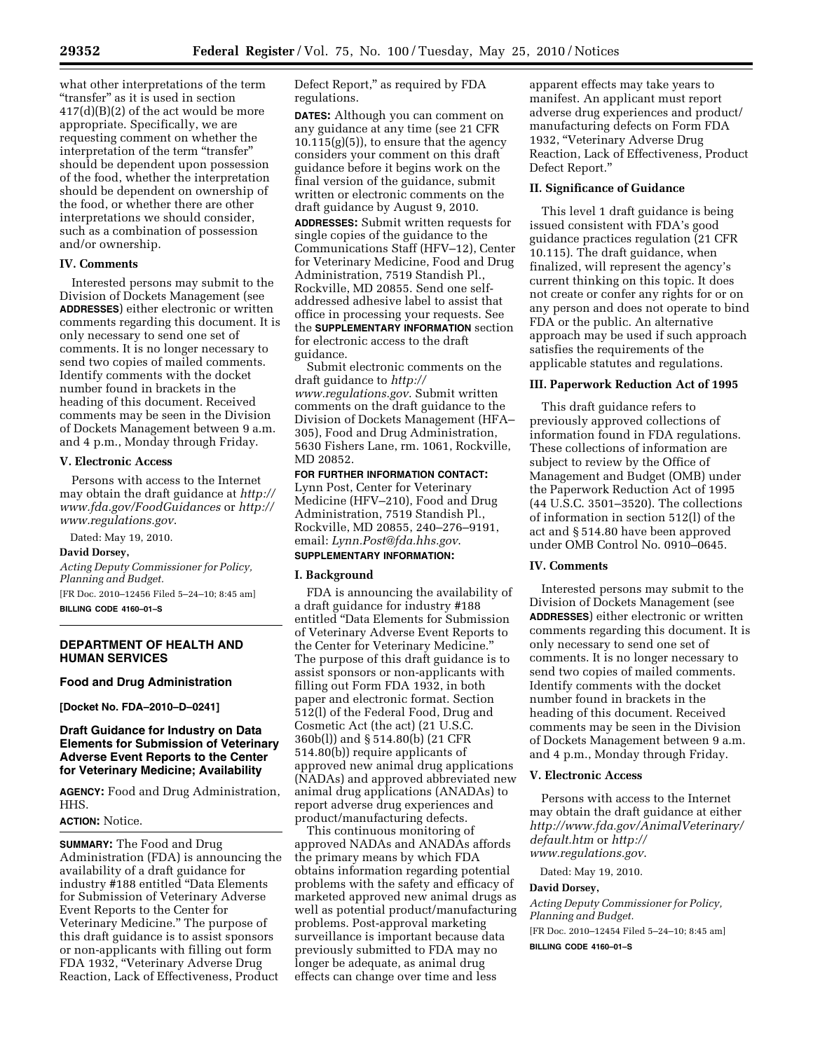what other interpretations of the term "transfer" as it is used in section 417(d)(B)(2) of the act would be more appropriate. Specifically, we are requesting comment on whether the interpretation of the term "transfer" should be dependent upon possession of the food, whether the interpretation should be dependent on ownership of the food, or whether there are other interpretations we should consider, such as a combination of possession and/or ownership.

### IV. Comments

Interested persons may submit to the Division of Dockets Management (see **ADDRESSES**) either electronic or written comments regarding this document. It is only necessary to send one set of comments. It is no longer necessary to send two copies of mailed comments. Identify comments with the docket number found in brackets in the heading of this document. Received comments may be seen in the Division of Dockets Management between 9 a.m. and 4 p.m., Monday through Friday.

### V. Electronic Access

Persons with access to the Internet may obtain the draft guidance at *http://www.fda.gov/FoodGuidances* or *http://www.regulations.gov*.

Dated: May 19, 2010.

**David Dorsey,**

*Acting Deputy Commissioner for Policy, Planning and Budget.*

[FR Doc. 2010–12456 Filed 5–24–10; 8:45 am]

**BILLING CODE 4160–01–S**

---

## DEPARTMENT OF HEALTH AND HUMAN SERVICES

### Food and Drug Administration

**[Docket No. FDA–2010–D–0241]**

### Draft Guidance for Industry on Data Elements for Submission of Veterinary Adverse Event Reports to the Center for Veterinary Medicine; Availability

**AGENCY:** Food and Drug Administration, HHS.

**ACTION:** Notice.

**SUMMARY:** The Food and Drug Administration (FDA) is announcing the availability of a draft guidance for industry #188 entitled "Data Elements for Submission of Veterinary Adverse Event Reports to the Center for Veterinary Medicine." The purpose of this draft guidance is to assist sponsors or non-applicants with filling out form FDA 1932, "Veterinary Adverse Drug Reaction, Lack of Effectiveness, Product Defect Report," as required by FDA regulations.

**DATES:** Although you can comment on any guidance at any time (see 21 CFR 10.115(g)(5)), to ensure that the agency considers your comment on this draft guidance before it begins work on the final version of the guidance, submit written or electronic comments on the draft guidance by August 9, 2010.

**ADDRESSES:** Submit written requests for single copies of the guidance to the Communications Staff (HFV–12), Center for Veterinary Medicine, Food and Drug Administration, 7519 Standish Pl., Rockville, MD 20855. Send one self-addressed adhesive label to assist that office in processing your requests. See the **SUPPLEMENTARY INFORMATION** section for electronic access to the draft guidance.

Submit electronic comments on the draft guidance to *http://www.regulations.gov*. Submit written comments on the draft guidance to the Division of Dockets Management (HFA–305), Food and Drug Administration, 5630 Fishers Lane, rm. 1061, Rockville, MD 20852.

**FOR FURTHER INFORMATION CONTACT:** Lynn Post, Center for Veterinary Medicine (HFV–210), Food and Drug Administration, 7519 Standish Pl., Rockville, MD 20855, 240–276–9191, email: *Lynn.Post@fda.hhs.gov*.

**SUPPLEMENTARY INFORMATION:**

### I. Background

FDA is announcing the availability of a draft guidance for industry #188 entitled "Data Elements for Submission of Veterinary Adverse Event Reports to the Center for Veterinary Medicine." The purpose of this draft guidance is to assist sponsors or non-applicants with filling out Form FDA 1932, in both paper and electronic format. Section 512(l) of the Federal Food, Drug and Cosmetic Act (the act) (21 U.S.C. 360b(l)) and § 514.80(b) (21 CFR 514.80(b)) require applicants of approved new animal drug applications (NADAs) and approved abbreviated new animal drug applications (ANADAs) to report adverse drug experiences and product/manufacturing defects.

This continuous monitoring of approved NADAs and ANADAs affords the primary means by which FDA obtains information regarding potential problems with the safety and efficacy of marketed approved new animal drugs as well as potential product/manufacturing problems. Post-approval marketing surveillance is important because data previously submitted to FDA may no longer be adequate, as animal drug effects can change over time and less apparent effects may take years to manifest. An applicant must report adverse drug experiences and product/manufacturing defects on Form FDA 1932, "Veterinary Adverse Drug Reaction, Lack of Effectiveness, Product Defect Report."

### II. Significance of Guidance

This level 1 draft guidance is being issued consistent with FDA's good guidance practices regulation (21 CFR 10.115). The draft guidance, when finalized, will represent the agency's current thinking on this topic. It does not create or confer any rights for or on any person and does not operate to bind FDA or the public. An alternative approach may be used if such approach satisfies the requirements of the applicable statutes and regulations.

### III. Paperwork Reduction Act of 1995

This draft guidance refers to previously approved collections of information found in FDA regulations. These collections of information are subject to review by the Office of Management and Budget (OMB) under the Paperwork Reduction Act of 1995 (44 U.S.C. 3501–3520). The collections of information in section 512(l) of the act and § 514.80 have been approved under OMB Control No. 0910–0645.

### IV. Comments

Interested persons may submit to the Division of Dockets Management (see **ADDRESSES**) either electronic or written comments regarding this document. It is only necessary to send one set of comments. It is no longer necessary to send two copies of mailed comments. Identify comments with the docket number found in brackets in the heading of this document. Received comments may be seen in the Division of Dockets Management between 9 a.m. and 4 p.m., Monday through Friday.

### V. Electronic Access

Persons with access to the Internet may obtain the draft guidance at either *http://www.fda.gov/AnimalVeterinary/default.htm* or *http://www.regulations.gov*.

Dated: May 19, 2010.

**David Dorsey,**

*Acting Deputy Commissioner for Policy, Planning and Budget.*

[FR Doc. 2010–12454 Filed 5–24–10; 8:45 am]

**BILLING CODE 4160–01–S**